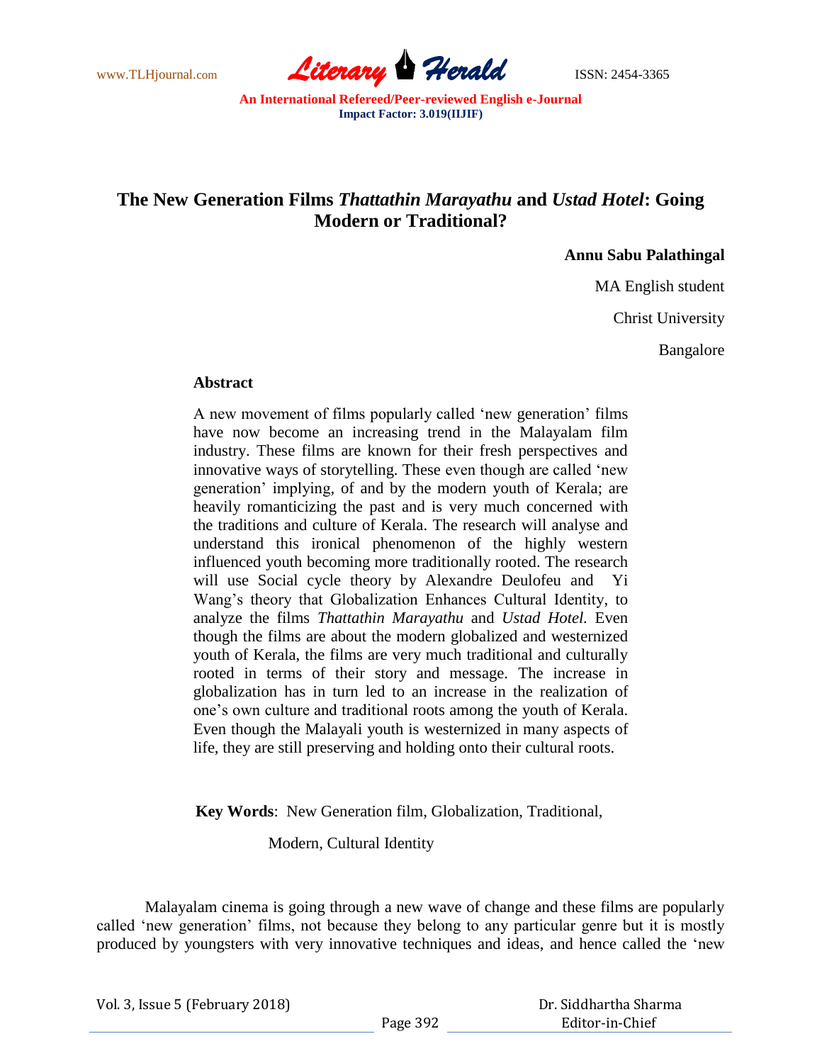# The New Generation Films *Thattathin Marayathu* and *Ustad Hotel*: Going Modern or Traditional?

**Annu Sabu Palathingal**

MA English student

Christ University

Bangalore

### Abstract

A new movement of films popularly called 'new generation' films have now become an increasing trend in the Malayalam film industry. These films are known for their fresh perspectives and innovative ways of storytelling. These even though are called 'new generation' implying, of and by the modern youth of Kerala; are heavily romanticizing the past and is very much concerned with the traditions and culture of Kerala. The research will analyse and understand this ironical phenomenon of the highly western influenced youth becoming more traditionally rooted. The research will use Social cycle theory by Alexandre Deulofeu and Yi Wang's theory that Globalization Enhances Cultural Identity, to analyze the films *Thattathin Marayathu* and *Ustad Hotel*. Even though the films are about the modern globalized and westernized youth of Kerala, the films are very much traditional and culturally rooted in terms of their story and message. The increase in globalization has in turn led to an increase in the realization of one's own culture and traditional roots among the youth of Kerala. Even though the Malayali youth is westernized in many aspects of life, they are still preserving and holding onto their cultural roots.

**Key Words**: New Generation film, Globalization, Traditional, Modern, Cultural Identity

Malayalam cinema is going through a new wave of change and these films are popularly called 'new generation' films, not because they belong to any particular genre but it is mostly produced by youngsters with very innovative techniques and ideas, and hence called the 'new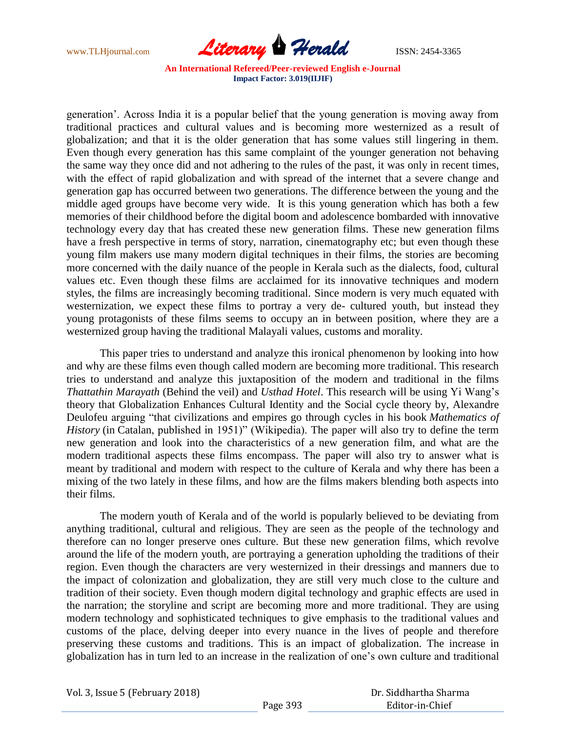generation'. Across India it is a popular belief that the young generation is moving away from traditional practices and cultural values and is becoming more westernized as a result of globalization; and that it is the older generation that has some values still lingering in them. Even though every generation has this same complaint of the younger generation not behaving the same way they once did and not adhering to the rules of the past, it was only in recent times, with the effect of rapid globalization and with spread of the internet that a severe change and generation gap has occurred between two generations. The difference between the young and the middle aged groups have become very wide. It is this young generation which has both a few memories of their childhood before the digital boom and adolescence bombarded with innovative technology every day that has created these new generation films. These new generation films have a fresh perspective in terms of story, narration, cinematography etc; but even though these young film makers use many modern digital techniques in their films, the stories are becoming more concerned with the daily nuance of the people in Kerala such as the dialects, food, cultural values etc. Even though these films are acclaimed for its innovative techniques and modern styles, the films are increasingly becoming traditional. Since modern is very much equated with westernization, we expect these films to portray a very de- cultured youth, but instead they young protagonists of these films seems to occupy an in between position, where they are a westernized group having the traditional Malayali values, customs and morality.

This paper tries to understand and analyze this ironical phenomenon by looking into how and why are these films even though called modern are becoming more traditional. This research tries to understand and analyze this juxtaposition of the modern and traditional in the films *Thattathin Marayath* (Behind the veil) and *Usthad Hotel*. This research will be using Yi Wang's theory that Globalization Enhances Cultural Identity and the Social cycle theory by, Alexandre Deulofeu arguing "that civilizations and empires go through cycles in his book *Mathematics of History* (in Catalan, published in 1951)" (Wikipedia). The paper will also try to define the term new generation and look into the characteristics of a new generation film, and what are the modern traditional aspects these films encompass. The paper will also try to answer what is meant by traditional and modern with respect to the culture of Kerala and why there has been a mixing of the two lately in these films, and how are the films makers blending both aspects into their films.

The modern youth of Kerala and of the world is popularly believed to be deviating from anything traditional, cultural and religious. They are seen as the people of the technology and therefore can no longer preserve ones culture. But these new generation films, which revolve around the life of the modern youth, are portraying a generation upholding the traditions of their region. Even though the characters are very westernized in their dressings and manners due to the impact of colonization and globalization, they are still very much close to the culture and tradition of their society. Even though modern digital technology and graphic effects are used in the narration; the storyline and script are becoming more and more traditional. They are using modern technology and sophisticated techniques to give emphasis to the traditional values and customs of the place, delving deeper into every nuance in the lives of people and therefore preserving these customs and traditions. This is an impact of globalization. The increase in globalization has in turn led to an increase in the realization of one's own culture and traditional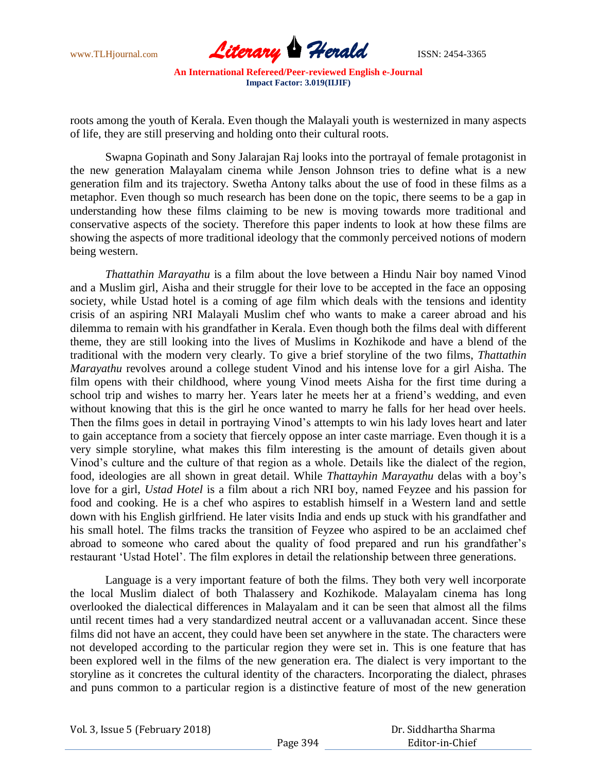roots among the youth of Kerala. Even though the Malayali youth is westernized in many aspects of life, they are still preserving and holding onto their cultural roots.

Swapna Gopinath and Sony Jalarajan Raj looks into the portrayal of female protagonist in the new generation Malayalam cinema while Jenson Johnson tries to define what is a new generation film and its trajectory. Swetha Antony talks about the use of food in these films as a metaphor. Even though so much research has been done on the topic, there seems to be a gap in understanding how these films claiming to be new is moving towards more traditional and conservative aspects of the society. Therefore this paper indents to look at how these films are showing the aspects of more traditional ideology that the commonly perceived notions of modern being western.

*Thattathin Marayathu* is a film about the love between a Hindu Nair boy named Vinod and a Muslim girl, Aisha and their struggle for their love to be accepted in the face an opposing society, while Ustad hotel is a coming of age film which deals with the tensions and identity crisis of an aspiring NRI Malayali Muslim chef who wants to make a career abroad and his dilemma to remain with his grandfather in Kerala. Even though both the films deal with different theme, they are still looking into the lives of Muslims in Kozhikode and have a blend of the traditional with the modern very clearly. To give a brief storyline of the two films, *Thattathin Marayathu* revolves around a college student Vinod and his intense love for a girl Aisha. The film opens with their childhood, where young Vinod meets Aisha for the first time during a school trip and wishes to marry her. Years later he meets her at a friend's wedding, and even without knowing that this is the girl he once wanted to marry he falls for her head over heels. Then the films goes in detail in portraying Vinod's attempts to win his lady loves heart and later to gain acceptance from a society that fiercely oppose an inter caste marriage. Even though it is a very simple storyline, what makes this film interesting is the amount of details given about Vinod's culture and the culture of that region as a whole. Details like the dialect of the region, food, ideologies are all shown in great detail. While *Thattayhin Marayathu* delas with a boy's love for a girl, *Ustad Hotel* is a film about a rich NRI boy, named Feyzee and his passion for food and cooking. He is a chef who aspires to establish himself in a Western land and settle down with his English girlfriend. He later visits India and ends up stuck with his grandfather and his small hotel. The films tracks the transition of Feyzee who aspired to be an acclaimed chef abroad to someone who cared about the quality of food prepared and run his grandfather's restaurant 'Ustad Hotel'. The film explores in detail the relationship between three generations.

Language is a very important feature of both the films. They both very well incorporate the local Muslim dialect of both Thalassery and Kozhikode. Malayalam cinema has long overlooked the dialectical differences in Malayalam and it can be seen that almost all the films until recent times had a very standardized neutral accent or a valluvanadan accent. Since these films did not have an accent, they could have been set anywhere in the state. The characters were not developed according to the particular region they were set in. This is one feature that has been explored well in the films of the new generation era. The dialect is very important to the storyline as it concretes the cultural identity of the characters. Incorporating the dialect, phrases and puns common to a particular region is a distinctive feature of most of the new generation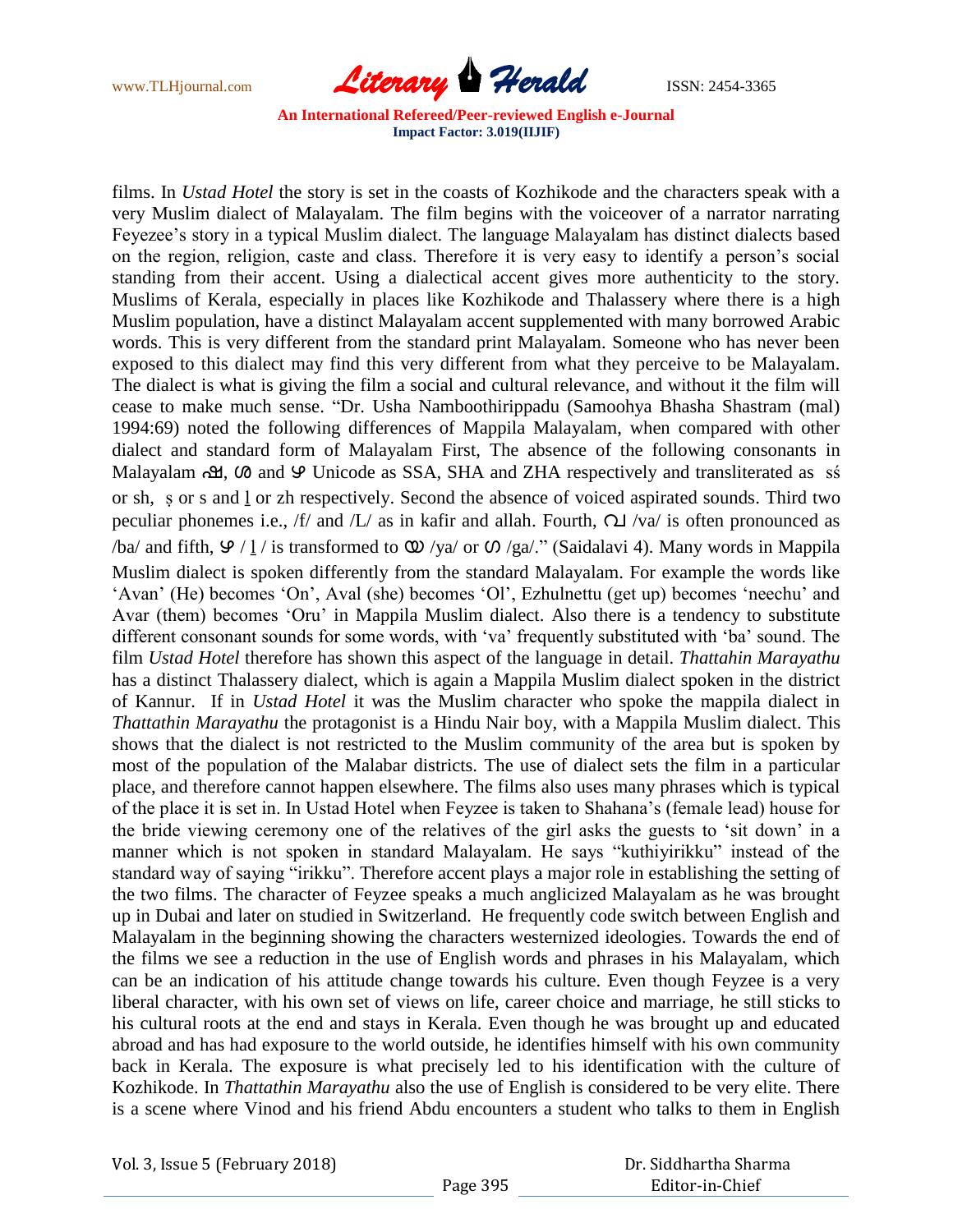films. In *Ustad Hotel* the story is set in the coasts of Kozhikode and the characters speak with a very Muslim dialect of Malayalam. The film begins with the voiceover of a narrator narrating Feyezee's story in a typical Muslim dialect. The language Malayalam has distinct dialects based on the region, religion, caste and class. Therefore it is very easy to identify a person's social standing from their accent. Using a dialectical accent gives more authenticity to the story. Muslims of Kerala, especially in places like Kozhikode and Thalassery where there is a high Muslim population, have a distinct Malayalam accent supplemented with many borrowed Arabic words. This is very different from the standard print Malayalam. Someone who has never been exposed to this dialect may find this very different from what they perceive to be Malayalam. The dialect is what is giving the film a social and cultural relevance, and without it the film will cease to make much sense. "Dr. Usha Namboothirippadu (Samoohya Bhasha Shastram (mal) 1994:69) noted the following differences of Mappila Malayalam, when compared with other dialect and standard form of Malayalam First, The absence of the following consonants in Malayalam ശ, ഷ and ഴ Unicode as SSA, SHA and ZHA respectively and transliterated as sś or sh, ṣ or s and ḻ or zh respectively. Second the absence of voiced aspirated sounds. Third two peculiar phonemes i.e., /f/ and /L/ as in kafir and allah. Fourth, വ /va/ is often pronounced as /ba/ and fifth, ഴ / ḻ / is transformed to യ /ya/ or ഗ /ga/." (Saidalavi 4). Many words in Mappila Muslim dialect is spoken differently from the standard Malayalam. For example the words like 'Avan' (He) becomes 'On', Aval (she) becomes 'Ol', Ezhulnettu (get up) becomes 'neechu' and Avar (them) becomes 'Oru' in Mappila Muslim dialect. Also there is a tendency to substitute different consonant sounds for some words, with 'va' frequently substituted with 'ba' sound. The film *Ustad Hotel* therefore has shown this aspect of the language in detail. *Thattahin Marayathu* has a distinct Thalassery dialect, which is again a Mappila Muslim dialect spoken in the district of Kannur. If in *Ustad Hotel* it was the Muslim character who spoke the mappila dialect in *Thattathin Marayathu* the protagonist is a Hindu Nair boy, with a Mappila Muslim dialect. This shows that the dialect is not restricted to the Muslim community of the area but is spoken by most of the population of the Malabar districts. The use of dialect sets the film in a particular place, and therefore cannot happen elsewhere. The films also uses many phrases which is typical of the place it is set in. In Ustad Hotel when Feyzee is taken to Shahana's (female lead) house for the bride viewing ceremony one of the relatives of the girl asks the guests to 'sit down' in a manner which is not spoken in standard Malayalam. He says "kuthiyirikku" instead of the standard way of saying "irikku". Therefore accent plays a major role in establishing the setting of the two films. The character of Feyzee speaks a much anglicized Malayalam as he was brought up in Dubai and later on studied in Switzerland. He frequently code switch between English and Malayalam in the beginning showing the characters westernized ideologies. Towards the end of the films we see a reduction in the use of English words and phrases in his Malayalam, which can be an indication of his attitude change towards his culture. Even though Feyzee is a very liberal character, with his own set of views on life, career choice and marriage, he still sticks to his cultural roots at the end and stays in Kerala. Even though he was brought up and educated abroad and has had exposure to the world outside, he identifies himself with his own community back in Kerala. The exposure is what precisely led to his identification with the culture of Kozhikode. In *Thattathin Marayathu* also the use of English is considered to be very elite. There is a scene where Vinod and his friend Abdu encounters a student who talks to them in English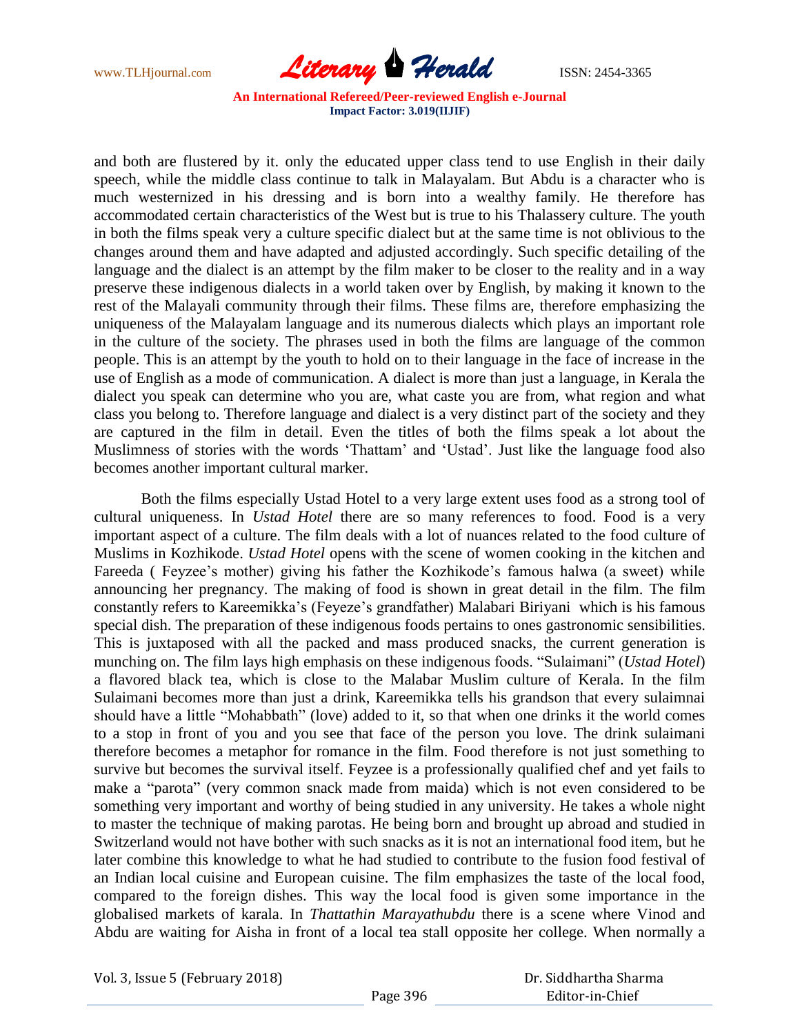and both are flustered by it. only the educated upper class tend to use English in their daily speech, while the middle class continue to talk in Malayalam. But Abdu is a character who is much westernized in his dressing and is born into a wealthy family. He therefore has accommodated certain characteristics of the West but is true to his Thalassery culture. The youth in both the films speak very a culture specific dialect but at the same time is not oblivious to the changes around them and have adapted and adjusted accordingly. Such specific detailing of the language and the dialect is an attempt by the film maker to be closer to the reality and in a way preserve these indigenous dialects in a world taken over by English, by making it known to the rest of the Malayali community through their films. These films are, therefore emphasizing the uniqueness of the Malayalam language and its numerous dialects which plays an important role in the culture of the society. The phrases used in both the films are language of the common people. This is an attempt by the youth to hold on to their language in the face of increase in the use of English as a mode of communication. A dialect is more than just a language, in Kerala the dialect you speak can determine who you are, what caste you are from, what region and what class you belong to. Therefore language and dialect is a very distinct part of the society and they are captured in the film in detail. Even the titles of both the films speak a lot about the Muslimness of stories with the words 'Thattam' and 'Ustad'. Just like the language food also becomes another important cultural marker.

Both the films especially Ustad Hotel to a very large extent uses food as a strong tool of cultural uniqueness. In *Ustad Hotel* there are so many references to food. Food is a very important aspect of a culture. The film deals with a lot of nuances related to the food culture of Muslims in Kozhikode. *Ustad Hotel* opens with the scene of women cooking in the kitchen and Fareeda ( Feyzee's mother) giving his father the Kozhikode's famous halwa (a sweet) while announcing her pregnancy. The making of food is shown in great detail in the film. The film constantly refers to Kareemikka's (Feyeze's grandfather) Malabari Biriyani which is his famous special dish. The preparation of these indigenous foods pertains to ones gastronomic sensibilities. This is juxtaposed with all the packed and mass produced snacks, the current generation is munching on. The film lays high emphasis on these indigenous foods. "Sulaimani" (*Ustad Hotel*) a flavored black tea, which is close to the Malabar Muslim culture of Kerala. In the film Sulaimani becomes more than just a drink, Kareemikka tells his grandson that every sulaimnai should have a little "Mohabbath" (love) added to it, so that when one drinks it the world comes to a stop in front of you and you see that face of the person you love. The drink sulaimani therefore becomes a metaphor for romance in the film. Food therefore is not just something to survive but becomes the survival itself. Feyzee is a professionally qualified chef and yet fails to make a "parota" (very common snack made from maida) which is not even considered to be something very important and worthy of being studied in any university. He takes a whole night to master the technique of making parotas. He being born and brought up abroad and studied in Switzerland would not have bother with such snacks as it is not an international food item, but he later combine this knowledge to what he had studied to contribute to the fusion food festival of an Indian local cuisine and European cuisine. The film emphasizes the taste of the local food, compared to the foreign dishes. This way the local food is given some importance in the globalised markets of karala. In *Thattathin Marayathubdu* there is a scene where Vinod and Abdu are waiting for Aisha in front of a local tea stall opposite her college. When normally a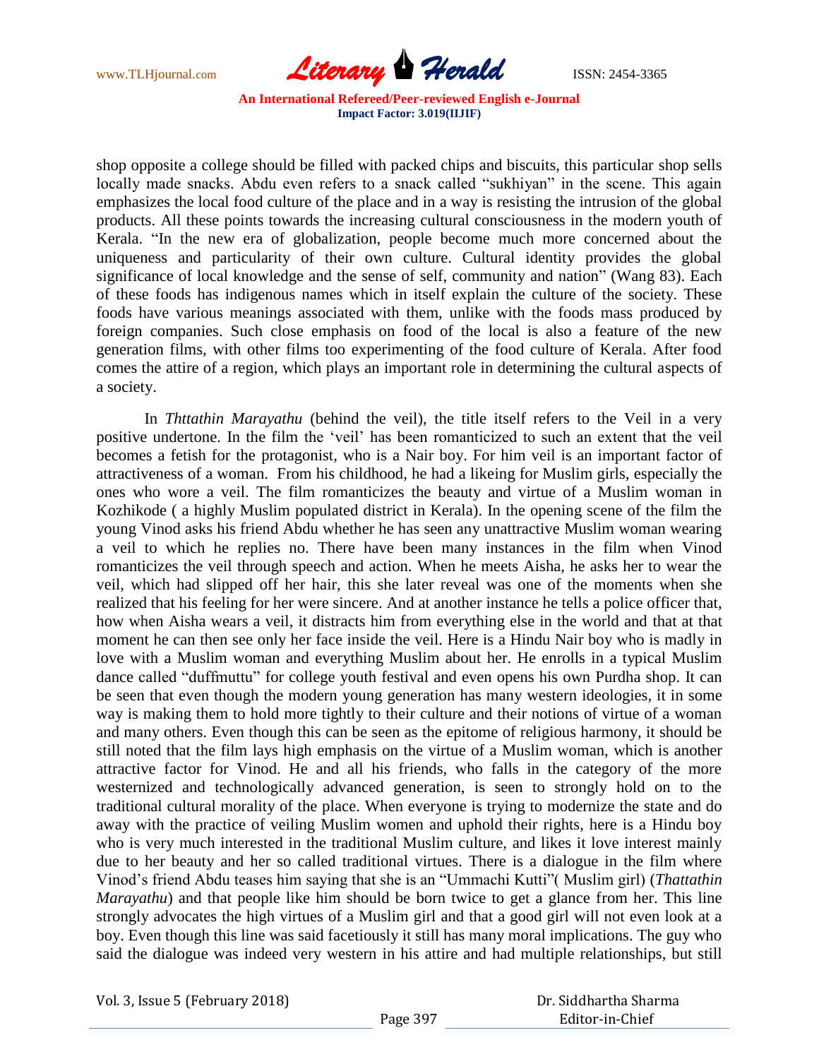shop opposite a college should be filled with packed chips and biscuits, this particular shop sells locally made snacks. Abdu even refers to a snack called "sukhiyan" in the scene. This again emphasizes the local food culture of the place and in a way is resisting the intrusion of the global products. All these points towards the increasing cultural consciousness in the modern youth of Kerala. "In the new era of globalization, people become much more concerned about the uniqueness and particularity of their own culture. Cultural identity provides the global significance of local knowledge and the sense of self, community and nation" (Wang 83). Each of these foods has indigenous names which in itself explain the culture of the society. These foods have various meanings associated with them, unlike with the foods mass produced by foreign companies. Such close emphasis on food of the local is also a feature of the new generation films, with other films too experimenting of the food culture of Kerala. After food comes the attire of a region, which plays an important role in determining the cultural aspects of a society.

In *Thttathin Marayathu* (behind the veil), the title itself refers to the Veil in a very positive undertone. In the film the 'veil' has been romanticized to such an extent that the veil becomes a fetish for the protagonist, who is a Nair boy. For him veil is an important factor of attractiveness of a woman. From his childhood, he had a likeing for Muslim girls, especially the ones who wore a veil. The film romanticizes the beauty and virtue of a Muslim woman in Kozhikode ( a highly Muslim populated district in Kerala). In the opening scene of the film the young Vinod asks his friend Abdu whether he has seen any unattractive Muslim woman wearing a veil to which he replies no. There have been many instances in the film when Vinod romanticizes the veil through speech and action. When he meets Aisha, he asks her to wear the veil, which had slipped off her hair, this she later reveal was one of the moments when she realized that his feeling for her were sincere. And at another instance he tells a police officer that, how when Aisha wears a veil, it distracts him from everything else in the world and that at that moment he can then see only her face inside the veil. Here is a Hindu Nair boy who is madly in love with a Muslim woman and everything Muslim about her. He enrolls in a typical Muslim dance called "duffmuttu" for college youth festival and even opens his own Purdha shop. It can be seen that even though the modern young generation has many western ideologies, it in some way is making them to hold more tightly to their culture and their notions of virtue of a woman and many others. Even though this can be seen as the epitome of religious harmony, it should be still noted that the film lays high emphasis on the virtue of a Muslim woman, which is another attractive factor for Vinod. He and all his friends, who falls in the category of the more westernized and technologically advanced generation, is seen to strongly hold on to the traditional cultural morality of the place. When everyone is trying to modernize the state and do away with the practice of veiling Muslim women and uphold their rights, here is a Hindu boy who is very much interested in the traditional Muslim culture, and likes it love interest mainly due to her beauty and her so called traditional virtues. There is a dialogue in the film where Vinod's friend Abdu teases him saying that she is an "Ummachi Kutti"( Muslim girl) (*Thattathin Marayathu*) and that people like him should be born twice to get a glance from her. This line strongly advocates the high virtues of a Muslim girl and that a good girl will not even look at a boy. Even though this line was said facetiously it still has many moral implications. The guy who said the dialogue was indeed very western in his attire and had multiple relationships, but still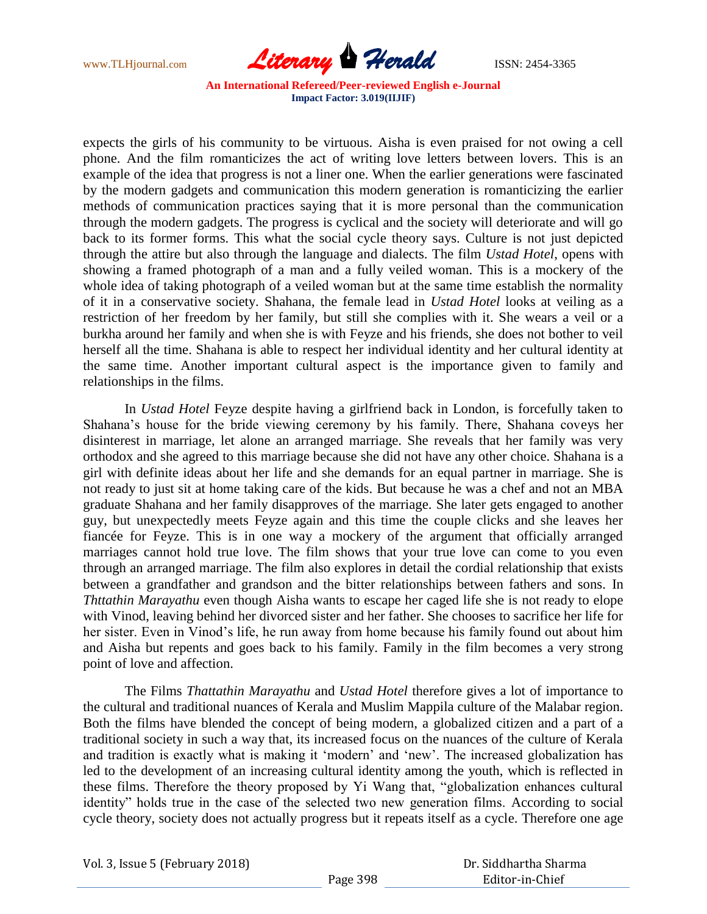expects the girls of his community to be virtuous. Aisha is even praised for not owing a cell phone. And the film romanticizes the act of writing love letters between lovers. This is an example of the idea that progress is not a liner one. When the earlier generations were fascinated by the modern gadgets and communication this modern generation is romanticizing the earlier methods of communication practices saying that it is more personal than the communication through the modern gadgets. The progress is cyclical and the society will deteriorate and will go back to its former forms. This what the social cycle theory says. Culture is not just depicted through the attire but also through the language and dialects. The film *Ustad Hotel*, opens with showing a framed photograph of a man and a fully veiled woman. This is a mockery of the whole idea of taking photograph of a veiled woman but at the same time establish the normality of it in a conservative society. Shahana, the female lead in *Ustad Hotel* looks at veiling as a restriction of her freedom by her family, but still she complies with it. She wears a veil or a burkha around her family and when she is with Feyze and his friends, she does not bother to veil herself all the time. Shahana is able to respect her individual identity and her cultural identity at the same time. Another important cultural aspect is the importance given to family and relationships in the films.

In *Ustad Hotel* Feyze despite having a girlfriend back in London, is forcefully taken to Shahana's house for the bride viewing ceremony by his family. There, Shahana coveys her disinterest in marriage, let alone an arranged marriage. She reveals that her family was very orthodox and she agreed to this marriage because she did not have any other choice. Shahana is a girl with definite ideas about her life and she demands for an equal partner in marriage. She is not ready to just sit at home taking care of the kids. But because he was a chef and not an MBA graduate Shahana and her family disapproves of the marriage. She later gets engaged to another guy, but unexpectedly meets Feyze again and this time the couple clicks and she leaves her fiancée for Feyze. This is in one way a mockery of the argument that officially arranged marriages cannot hold true love. The film shows that your true love can come to you even through an arranged marriage. The film also explores in detail the cordial relationship that exists between a grandfather and grandson and the bitter relationships between fathers and sons. In *Thttathin Marayathu* even though Aisha wants to escape her caged life she is not ready to elope with Vinod, leaving behind her divorced sister and her father. She chooses to sacrifice her life for her sister. Even in Vinod's life, he run away from home because his family found out about him and Aisha but repents and goes back to his family. Family in the film becomes a very strong point of love and affection.

The Films *Thattathin Marayathu* and *Ustad Hotel* therefore gives a lot of importance to the cultural and traditional nuances of Kerala and Muslim Mappila culture of the Malabar region. Both the films have blended the concept of being modern, a globalized citizen and a part of a traditional society in such a way that, its increased focus on the nuances of the culture of Kerala and tradition is exactly what is making it 'modern' and 'new'. The increased globalization has led to the development of an increasing cultural identity among the youth, which is reflected in these films. Therefore the theory proposed by Yi Wang that, "globalization enhances cultural identity" holds true in the case of the selected two new generation films. According to social cycle theory, society does not actually progress but it repeats itself as a cycle. Therefore one age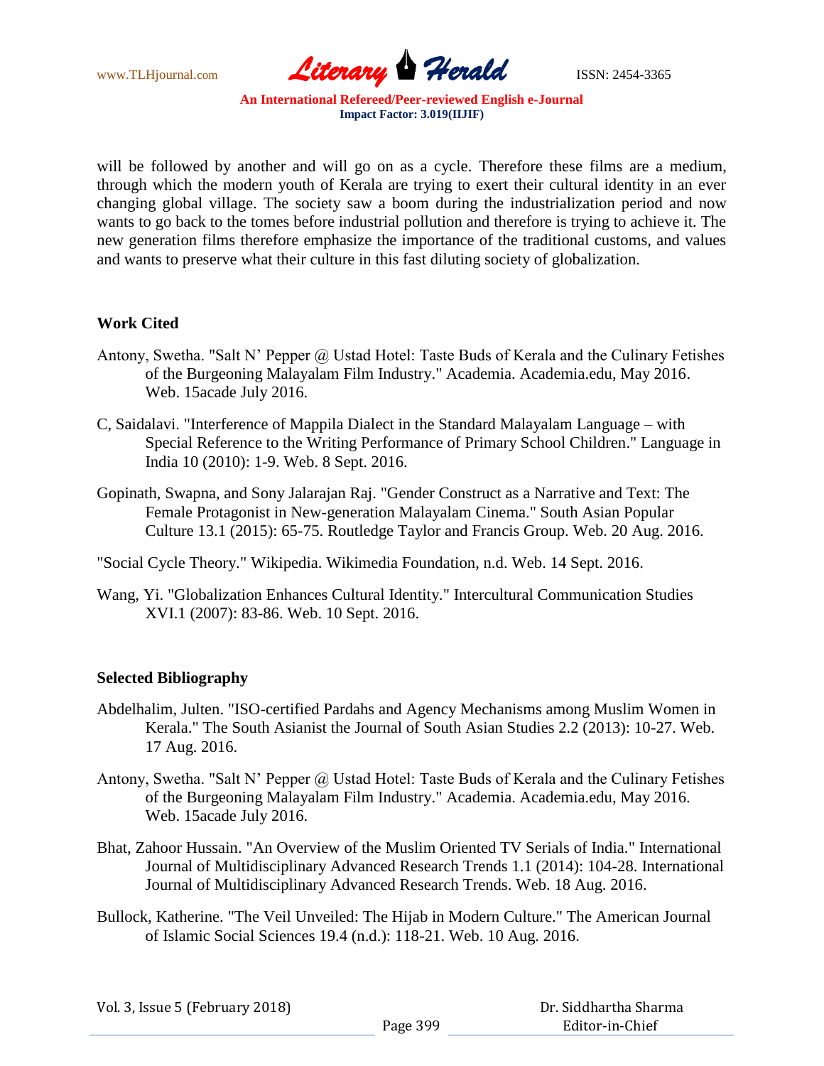will be followed by another and will go on as a cycle. Therefore these films are a medium, through which the modern youth of Kerala are trying to exert their cultural identity in an ever changing global village. The society saw a boom during the industrialization period and now wants to go back to the tomes before industrial pollution and therefore is trying to achieve it. The new generation films therefore emphasize the importance of the traditional customs, and values and wants to preserve what their culture in this fast diluting society of globalization.

## Work Cited

Antony, Swetha. "Salt N' Pepper @ Ustad Hotel: Taste Buds of Kerala and the Culinary Fetishes of the Burgeoning Malayalam Film Industry." Academia. Academia.edu, May 2016. Web. 15acade July 2016.

C, Saidalavi. "Interference of Mappila Dialect in the Standard Malayalam Language – with Special Reference to the Writing Performance of Primary School Children." Language in India 10 (2010): 1-9. Web. 8 Sept. 2016.

Gopinath, Swapna, and Sony Jalarajan Raj. "Gender Construct as a Narrative and Text: The Female Protagonist in New-generation Malayalam Cinema." South Asian Popular Culture 13.1 (2015): 65-75. Routledge Taylor and Francis Group. Web. 20 Aug. 2016.

"Social Cycle Theory." Wikipedia. Wikimedia Foundation, n.d. Web. 14 Sept. 2016.

Wang, Yi. "Globalization Enhances Cultural Identity." Intercultural Communication Studies XVI.1 (2007): 83-86. Web. 10 Sept. 2016.

## Selected Bibliography

Abdelhalim, Julten. "ISO-certified Pardahs and Agency Mechanisms among Muslim Women in Kerala." The South Asianist the Journal of South Asian Studies 2.2 (2013): 10-27. Web. 17 Aug. 2016.

Antony, Swetha. "Salt N' Pepper @ Ustad Hotel: Taste Buds of Kerala and the Culinary Fetishes of the Burgeoning Malayalam Film Industry." Academia. Academia.edu, May 2016. Web. 15acade July 2016.

Bhat, Zahoor Hussain. "An Overview of the Muslim Oriented TV Serials of India." International Journal of Multidisciplinary Advanced Research Trends 1.1 (2014): 104-28. International Journal of Multidisciplinary Advanced Research Trends. Web. 18 Aug. 2016.

Bullock, Katherine. "The Veil Unveiled: The Hijab in Modern Culture." The American Journal of Islamic Social Sciences 19.4 (n.d.): 118-21. Web. 10 Aug. 2016.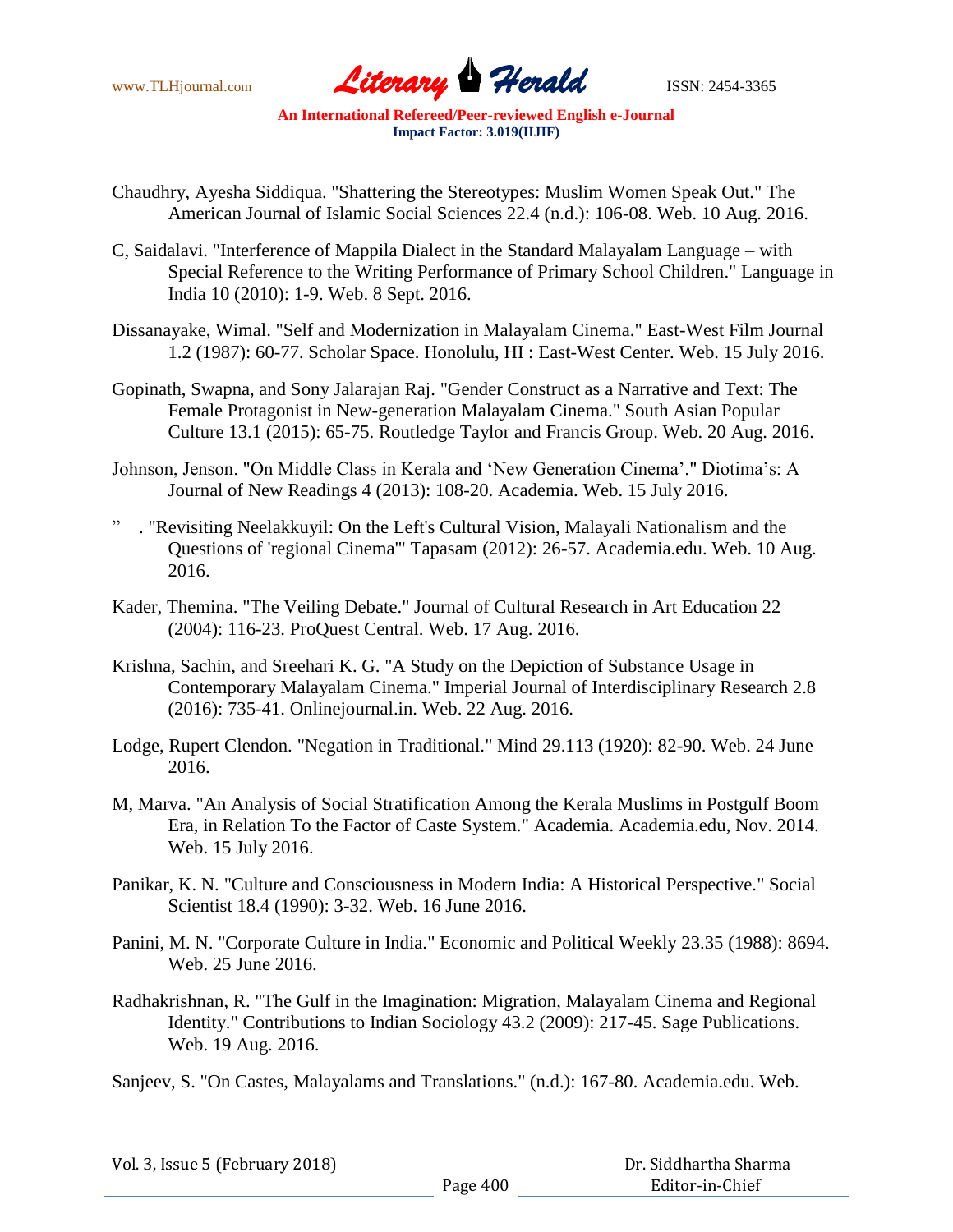Chaudhry, Ayesha Siddiqua. "Shattering the Stereotypes: Muslim Women Speak Out." The American Journal of Islamic Social Sciences 22.4 (n.d.): 106-08. Web. 10 Aug. 2016.

C, Saidalavi. "Interference of Mappila Dialect in the Standard Malayalam Language – with Special Reference to the Writing Performance of Primary School Children." Language in India 10 (2010): 1-9. Web. 8 Sept. 2016.

Dissanayake, Wimal. "Self and Modernization in Malayalam Cinema." East-West Film Journal 1.2 (1987): 60-77. Scholar Space. Honolulu, HI : East-West Center. Web. 15 July 2016.

Gopinath, Swapna, and Sony Jalarajan Raj. "Gender Construct as a Narrative and Text: The Female Protagonist in New-generation Malayalam Cinema." South Asian Popular Culture 13.1 (2015): 65-75. Routledge Taylor and Francis Group. Web. 20 Aug. 2016.

Johnson, Jenson. "On Middle Class in Kerala and 'New Generation Cinema'." Diotima's: A Journal of New Readings 4 (2013): 108-20. Academia. Web. 15 July 2016.

" . "Revisiting Neelakkuyil: On the Left's Cultural Vision, Malayali Nationalism and the Questions of 'regional Cinema'" Tapasam (2012): 26-57. Academia.edu. Web. 10 Aug. 2016.

Kader, Themina. "The Veiling Debate." Journal of Cultural Research in Art Education 22 (2004): 116-23. ProQuest Central. Web. 17 Aug. 2016.

Krishna, Sachin, and Sreehari K. G. "A Study on the Depiction of Substance Usage in Contemporary Malayalam Cinema." Imperial Journal of Interdisciplinary Research 2.8 (2016): 735-41. Onlinejournal.in. Web. 22 Aug. 2016.

Lodge, Rupert Clendon. "Negation in Traditional." Mind 29.113 (1920): 82-90. Web. 24 June 2016.

M, Marva. "An Analysis of Social Stratification Among the Kerala Muslims in Postgulf Boom Era, in Relation To the Factor of Caste System." Academia. Academia.edu, Nov. 2014. Web. 15 July 2016.

Panikar, K. N. "Culture and Consciousness in Modern India: A Historical Perspective." Social Scientist 18.4 (1990): 3-32. Web. 16 June 2016.

Panini, M. N. "Corporate Culture in India." Economic and Political Weekly 23.35 (1988): 8694. Web. 25 June 2016.

Radhakrishnan, R. "The Gulf in the Imagination: Migration, Malayalam Cinema and Regional Identity." Contributions to Indian Sociology 43.2 (2009): 217-45. Sage Publications. Web. 19 Aug. 2016.

Sanjeev, S. "On Castes, Malayalams and Translations." (n.d.): 167-80. Academia.edu. Web.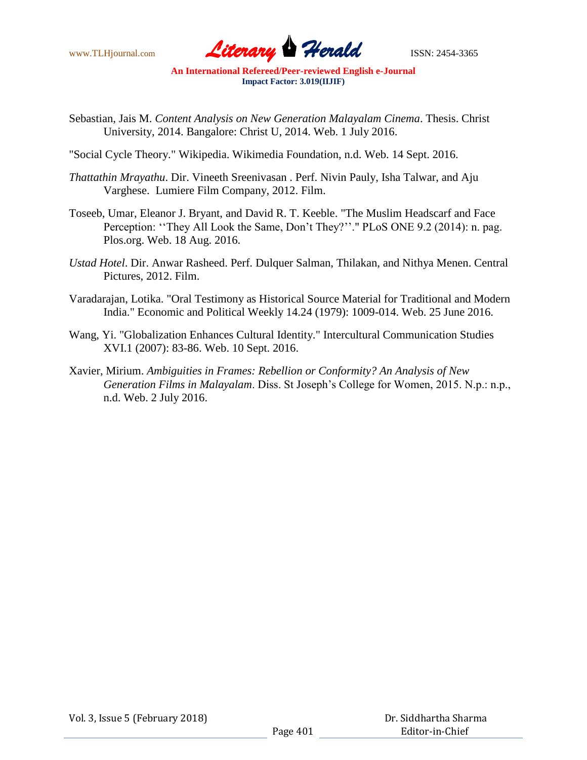Sebastian, Jais M. *Content Analysis on New Generation Malayalam Cinema*. Thesis. Christ University, 2014. Bangalore: Christ U, 2014. Web. 1 July 2016.

"Social Cycle Theory." Wikipedia. Wikimedia Foundation, n.d. Web. 14 Sept. 2016.

*Thattathin Mrayathu*. Dir. Vineeth Sreenivasan . Perf. Nivin Pauly, Isha Talwar, and Aju Varghese. Lumiere Film Company, 2012. Film.

Toseeb, Umar, Eleanor J. Bryant, and David R. T. Keeble. "The Muslim Headscarf and Face Perception: ''They All Look the Same, Don't They?''." PLoS ONE 9.2 (2014): n. pag. Plos.org. Web. 18 Aug. 2016.

*Ustad Hotel*. Dir. Anwar Rasheed. Perf. Dulquer Salman, Thilakan, and Nithya Menen. Central Pictures, 2012. Film.

Varadarajan, Lotika. "Oral Testimony as Historical Source Material for Traditional and Modern India." Economic and Political Weekly 14.24 (1979): 1009-014. Web. 25 June 2016.

Wang, Yi. "Globalization Enhances Cultural Identity." Intercultural Communication Studies XVI.1 (2007): 83-86. Web. 10 Sept. 2016.

Xavier, Mirium. *Ambiguities in Frames: Rebellion or Conformity? An Analysis of New Generation Films in Malayalam*. Diss. St Joseph's College for Women, 2015. N.p.: n.p., n.d. Web. 2 July 2016.